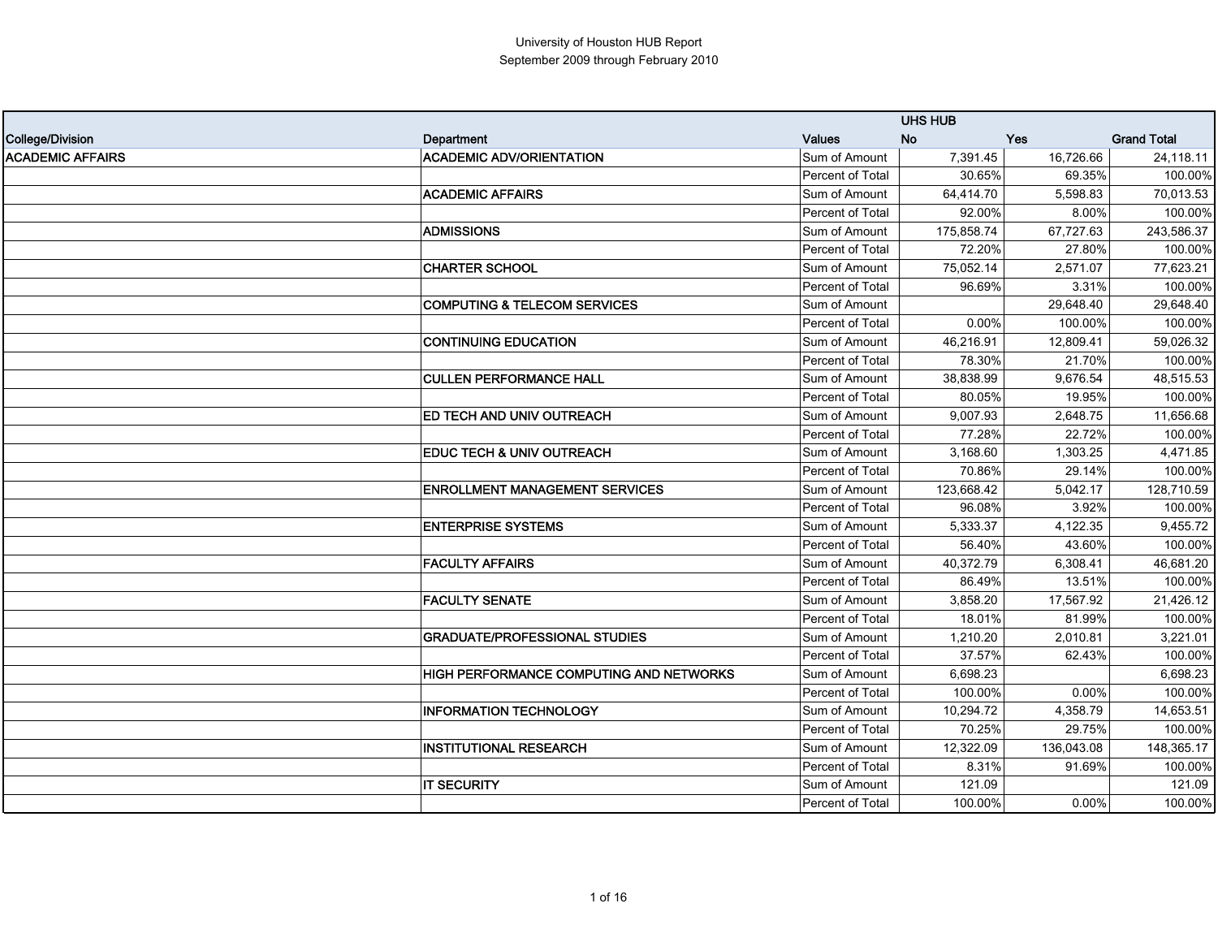# University of Houston HUB Report
## September 2009 through February 2010

| | | | UHS HUB | | |
|---|---|---|---|---|---|
| College/Division | Department | Values | No | Yes | Grand Total |
| ACADEMIC AFFAIRS | ACADEMIC ADV/ORIENTATION | Sum of Amount | 7,391.45 | 16,726.66 | 24,118.11 |
| | | Percent of Total | 30.65% | 69.35% | 100.00% |
| | ACADEMIC AFFAIRS | Sum of Amount | 64,414.70 | 5,598.83 | 70,013.53 |
| | | Percent of Total | 92.00% | 8.00% | 100.00% |
| | ADMISSIONS | Sum of Amount | 175,858.74 | 67,727.63 | 243,586.37 |
| | | Percent of Total | 72.20% | 27.80% | 100.00% |
| | CHARTER SCHOOL | Sum of Amount | 75,052.14 | 2,571.07 | 77,623.21 |
| | | Percent of Total | 96.69% | 3.31% | 100.00% |
| | COMPUTING & TELECOM SERVICES | Sum of Amount | | 29,648.40 | 29,648.40 |
| | | Percent of Total | 0.00% | 100.00% | 100.00% |
| | CONTINUING EDUCATION | Sum of Amount | 46,216.91 | 12,809.41 | 59,026.32 |
| | | Percent of Total | 78.30% | 21.70% | 100.00% |
| | CULLEN PERFORMANCE HALL | Sum of Amount | 38,838.99 | 9,676.54 | 48,515.53 |
| | | Percent of Total | 80.05% | 19.95% | 100.00% |
| | ED TECH AND UNIV OUTREACH | Sum of Amount | 9,007.93 | 2,648.75 | 11,656.68 |
| | | Percent of Total | 77.28% | 22.72% | 100.00% |
| | EDUC TECH & UNIV OUTREACH | Sum of Amount | 3,168.60 | 1,303.25 | 4,471.85 |
| | | Percent of Total | 70.86% | 29.14% | 100.00% |
| | ENROLLMENT MANAGEMENT SERVICES | Sum of Amount | 123,668.42 | 5,042.17 | 128,710.59 |
| | | Percent of Total | 96.08% | 3.92% | 100.00% |
| | ENTERPRISE SYSTEMS | Sum of Amount | 5,333.37 | 4,122.35 | 9,455.72 |
| | | Percent of Total | 56.40% | 43.60% | 100.00% |
| | FACULTY AFFAIRS | Sum of Amount | 40,372.79 | 6,308.41 | 46,681.20 |
| | | Percent of Total | 86.49% | 13.51% | 100.00% |
| | FACULTY SENATE | Sum of Amount | 3,858.20 | 17,567.92 | 21,426.12 |
| | | Percent of Total | 18.01% | 81.99% | 100.00% |
| | GRADUATE/PROFESSIONAL STUDIES | Sum of Amount | 1,210.20 | 2,010.81 | 3,221.01 |
| | | Percent of Total | 37.57% | 62.43% | 100.00% |
| | HIGH PERFORMANCE COMPUTING AND NETWORKS | Sum of Amount | 6,698.23 | | 6,698.23 |
| | | Percent of Total | 100.00% | 0.00% | 100.00% |
| | INFORMATION TECHNOLOGY | Sum of Amount | 10,294.72 | 4,358.79 | 14,653.51 |
| | | Percent of Total | 70.25% | 29.75% | 100.00% |
| | INSTITUTIONAL RESEARCH | Sum of Amount | 12,322.09 | 136,043.08 | 148,365.17 |
| | | Percent of Total | 8.31% | 91.69% | 100.00% |
| | IT SECURITY | Sum of Amount | 121.09 | | 121.09 |
| | | Percent of Total | 100.00% | 0.00% | 100.00% |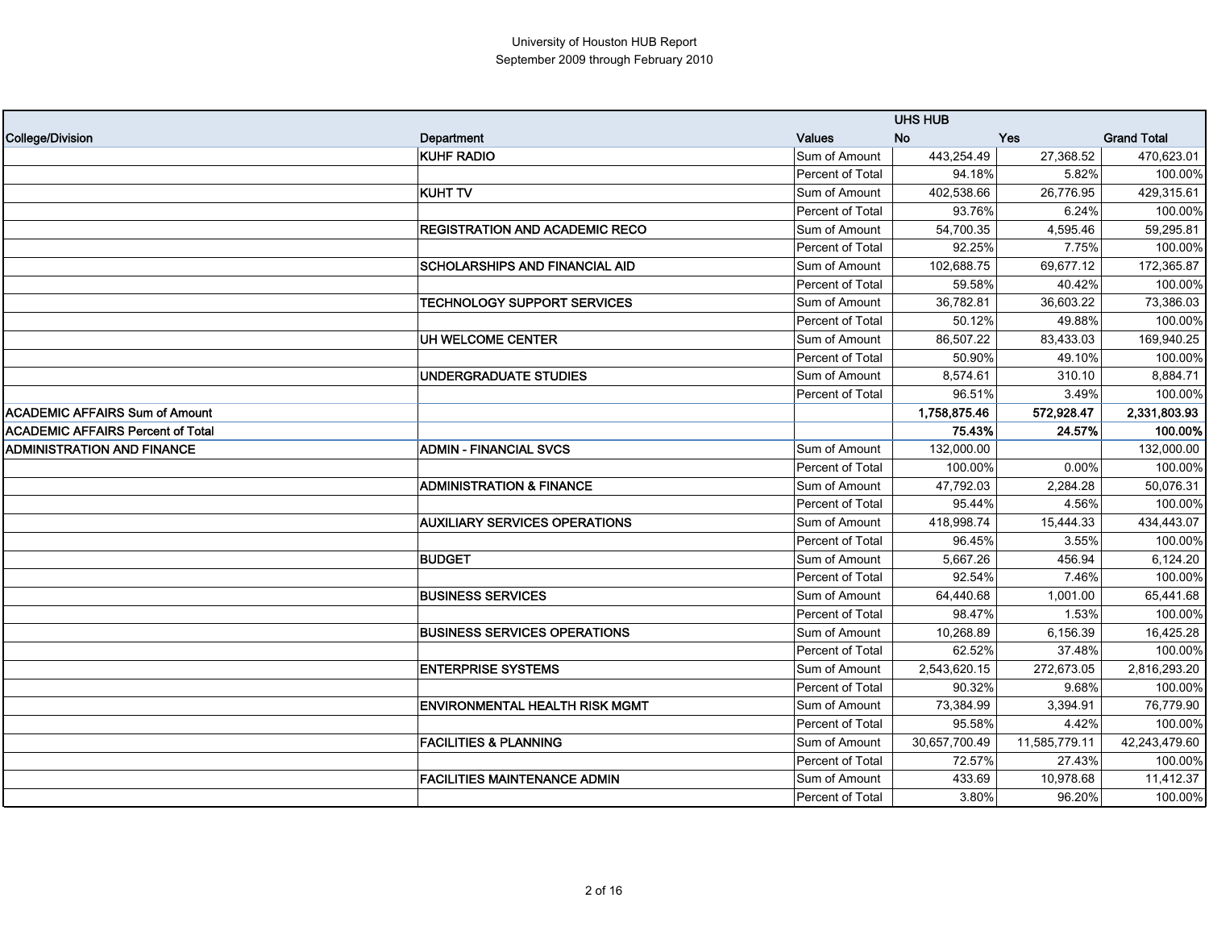University of Houston HUB Report
September 2009 through February 2010

| College/Division | Department | Values | UHS HUB No | Yes | Grand Total |
|---|---|---|---|---|---|
| | KUHF RADIO | Sum of Amount | 443,254.49 | 27,368.52 | 470,623.01 |
| | | Percent of Total | 94.18% | 5.82% | 100.00% |
| | KUHT TV | Sum of Amount | 402,538.66 | 26,776.95 | 429,315.61 |
| | | Percent of Total | 93.76% | 6.24% | 100.00% |
| | REGISTRATION AND ACADEMIC RECO | Sum of Amount | 54,700.35 | 4,595.46 | 59,295.81 |
| | | Percent of Total | 92.25% | 7.75% | 100.00% |
| | SCHOLARSHIPS AND FINANCIAL AID | Sum of Amount | 102,688.75 | 69,677.12 | 172,365.87 |
| | | Percent of Total | 59.58% | 40.42% | 100.00% |
| | TECHNOLOGY SUPPORT SERVICES | Sum of Amount | 36,782.81 | 36,603.22 | 73,386.03 |
| | | Percent of Total | 50.12% | 49.88% | 100.00% |
| | UH WELCOME CENTER | Sum of Amount | 86,507.22 | 83,433.03 | 169,940.25 |
| | | Percent of Total | 50.90% | 49.10% | 100.00% |
| | UNDERGRADUATE STUDIES | Sum of Amount | 8,574.61 | 310.10 | 8,884.71 |
| | | Percent of Total | 96.51% | 3.49% | 100.00% |
| **ACADEMIC AFFAIRS Sum of Amount** | | | **1,758,875.46** | **572,928.47** | **2,331,803.93** |
| **ACADEMIC AFFAIRS Percent of Total** | | | **75.43%** | **24.57%** | **100.00%** |
| ADMINISTRATION AND FINANCE | ADMIN - FINANCIAL SVCS | Sum of Amount | 132,000.00 | | 132,000.00 |
| | | Percent of Total | 100.00% | 0.00% | 100.00% |
| | ADMINISTRATION & FINANCE | Sum of Amount | 47,792.03 | 2,284.28 | 50,076.31 |
| | | Percent of Total | 95.44% | 4.56% | 100.00% |
| | AUXILIARY SERVICES OPERATIONS | Sum of Amount | 418,998.74 | 15,444.33 | 434,443.07 |
| | | Percent of Total | 96.45% | 3.55% | 100.00% |
| | BUDGET | Sum of Amount | 5,667.26 | 456.94 | 6,124.20 |
| | | Percent of Total | 92.54% | 7.46% | 100.00% |
| | BUSINESS SERVICES | Sum of Amount | 64,440.68 | 1,001.00 | 65,441.68 |
| | | Percent of Total | 98.47% | 1.53% | 100.00% |
| | BUSINESS SERVICES OPERATIONS | Sum of Amount | 10,268.89 | 6,156.39 | 16,425.28 |
| | | Percent of Total | 62.52% | 37.48% | 100.00% |
| | ENTERPRISE SYSTEMS | Sum of Amount | 2,543,620.15 | 272,673.05 | 2,816,293.20 |
| | | Percent of Total | 90.32% | 9.68% | 100.00% |
| | ENVIRONMENTAL HEALTH RISK MGMT | Sum of Amount | 73,384.99 | 3,394.91 | 76,779.90 |
| | | Percent of Total | 95.58% | 4.42% | 100.00% |
| | FACILITIES & PLANNING | Sum of Amount | 30,657,700.49 | 11,585,779.11 | 42,243,479.60 |
| | | Percent of Total | 72.57% | 27.43% | 100.00% |
| | FACILITIES MAINTENANCE ADMIN | Sum of Amount | 433.69 | 10,978.68 | 11,412.37 |
| | | Percent of Total | 3.80% | 96.20% | 100.00% |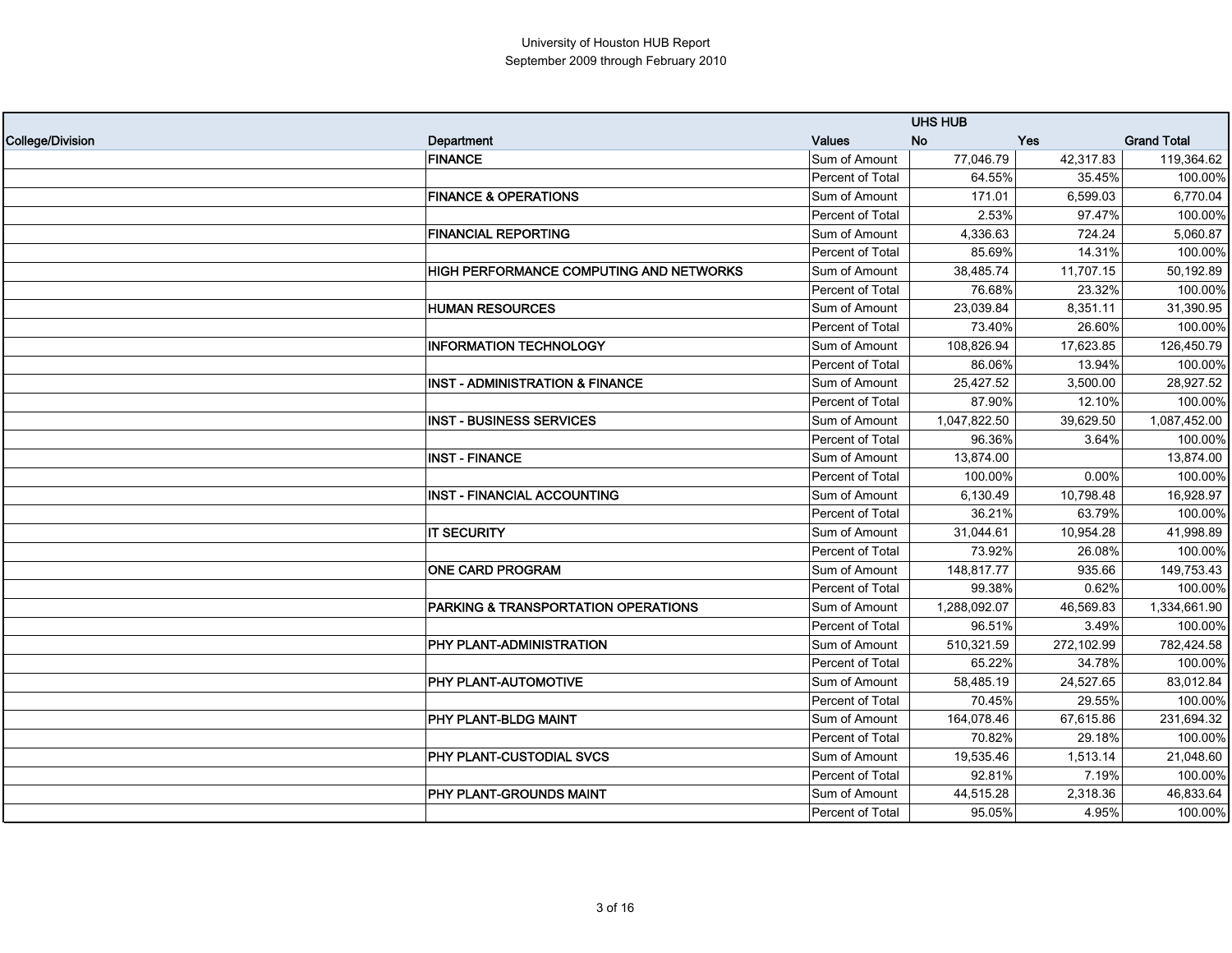University of Houston HUB Report
September 2009 through February 2010

| | | | UHS HUB | | |
|---|---|---|---|---|---|
| College/Division | Department | Values | No | Yes | Grand Total |
| | **FINANCE** | Sum of Amount | 77,046.79 | 42,317.83 | 119,364.62 |
| | | Percent of Total | 64.55% | 35.45% | 100.00% |
| | **FINANCE & OPERATIONS** | Sum of Amount | 171.01 | 6,599.03 | 6,770.04 |
| | | Percent of Total | 2.53% | 97.47% | 100.00% |
| | **FINANCIAL REPORTING** | Sum of Amount | 4,336.63 | 724.24 | 5,060.87 |
| | | Percent of Total | 85.69% | 14.31% | 100.00% |
| | **HIGH PERFORMANCE COMPUTING AND NETWORKS** | Sum of Amount | 38,485.74 | 11,707.15 | 50,192.89 |
| | | Percent of Total | 76.68% | 23.32% | 100.00% |
| | **HUMAN RESOURCES** | Sum of Amount | 23,039.84 | 8,351.11 | 31,390.95 |
| | | Percent of Total | 73.40% | 26.60% | 100.00% |
| | **INFORMATION TECHNOLOGY** | Sum of Amount | 108,826.94 | 17,623.85 | 126,450.79 |
| | | Percent of Total | 86.06% | 13.94% | 100.00% |
| | **INST - ADMINISTRATION & FINANCE** | Sum of Amount | 25,427.52 | 3,500.00 | 28,927.52 |
| | | Percent of Total | 87.90% | 12.10% | 100.00% |
| | **INST - BUSINESS SERVICES** | Sum of Amount | 1,047,822.50 | 39,629.50 | 1,087,452.00 |
| | | Percent of Total | 96.36% | 3.64% | 100.00% |
| | **INST - FINANCE** | Sum of Amount | 13,874.00 | | 13,874.00 |
| | | Percent of Total | 100.00% | 0.00% | 100.00% |
| | **INST - FINANCIAL ACCOUNTING** | Sum of Amount | 6,130.49 | 10,798.48 | 16,928.97 |
| | | Percent of Total | 36.21% | 63.79% | 100.00% |
| | **IT SECURITY** | Sum of Amount | 31,044.61 | 10,954.28 | 41,998.89 |
| | | Percent of Total | 73.92% | 26.08% | 100.00% |
| | **ONE CARD PROGRAM** | Sum of Amount | 148,817.77 | 935.66 | 149,753.43 |
| | | Percent of Total | 99.38% | 0.62% | 100.00% |
| | **PARKING & TRANSPORTATION OPERATIONS** | Sum of Amount | 1,288,092.07 | 46,569.83 | 1,334,661.90 |
| | | Percent of Total | 96.51% | 3.49% | 100.00% |
| | **PHY PLANT-ADMINISTRATION** | Sum of Amount | 510,321.59 | 272,102.99 | 782,424.58 |
| | | Percent of Total | 65.22% | 34.78% | 100.00% |
| | **PHY PLANT-AUTOMOTIVE** | Sum of Amount | 58,485.19 | 24,527.65 | 83,012.84 |
| | | Percent of Total | 70.45% | 29.55% | 100.00% |
| | **PHY PLANT-BLDG MAINT** | Sum of Amount | 164,078.46 | 67,615.86 | 231,694.32 |
| | | Percent of Total | 70.82% | 29.18% | 100.00% |
| | **PHY PLANT-CUSTODIAL SVCS** | Sum of Amount | 19,535.46 | 1,513.14 | 21,048.60 |
| | | Percent of Total | 92.81% | 7.19% | 100.00% |
| | **PHY PLANT-GROUNDS MAINT** | Sum of Amount | 44,515.28 | 2,318.36 | 46,833.64 |
| | | Percent of Total | 95.05% | 4.95% | 100.00% |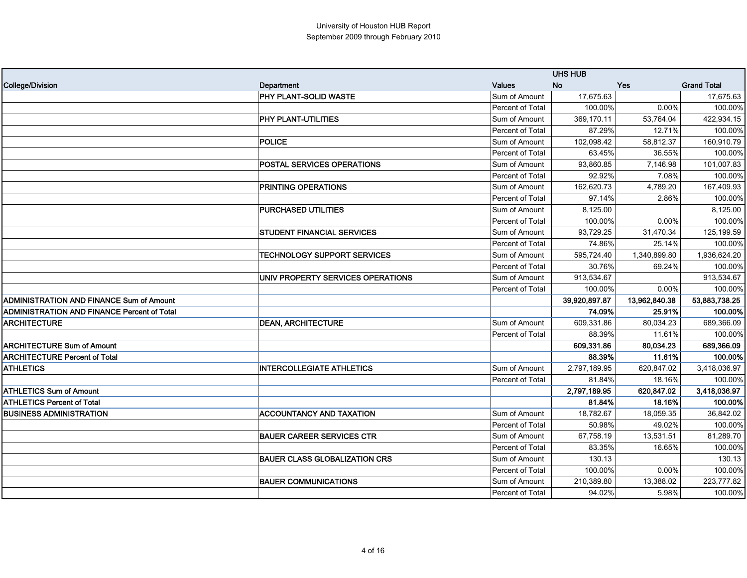University of Houston HUB Report
September 2009 through February 2010

| College/Division | Department | Values | UHS HUB No | Yes | Grand Total |
|---|---|---|---|---|---|
| | PHY PLANT-SOLID WASTE | Sum of Amount | 17,675.63 | | 17,675.63 |
| | | Percent of Total | 100.00% | 0.00% | 100.00% |
| | PHY PLANT-UTILITIES | Sum of Amount | 369,170.11 | 53,764.04 | 422,934.15 |
| | | Percent of Total | 87.29% | 12.71% | 100.00% |
| | POLICE | Sum of Amount | 102,098.42 | 58,812.37 | 160,910.79 |
| | | Percent of Total | 63.45% | 36.55% | 100.00% |
| | POSTAL SERVICES OPERATIONS | Sum of Amount | 93,860.85 | 7,146.98 | 101,007.83 |
| | | Percent of Total | 92.92% | 7.08% | 100.00% |
| | PRINTING OPERATIONS | Sum of Amount | 162,620.73 | 4,789.20 | 167,409.93 |
| | | Percent of Total | 97.14% | 2.86% | 100.00% |
| | PURCHASED UTILITIES | Sum of Amount | 8,125.00 | | 8,125.00 |
| | | Percent of Total | 100.00% | 0.00% | 100.00% |
| | STUDENT FINANCIAL SERVICES | Sum of Amount | 93,729.25 | 31,470.34 | 125,199.59 |
| | | Percent of Total | 74.86% | 25.14% | 100.00% |
| | TECHNOLOGY SUPPORT SERVICES | Sum of Amount | 595,724.40 | 1,340,899.80 | 1,936,624.20 |
| | | Percent of Total | 30.76% | 69.24% | 100.00% |
| | UNIV PROPERTY SERVICES OPERATIONS | Sum of Amount | 913,534.67 | | 913,534.67 |
| | | Percent of Total | 100.00% | 0.00% | 100.00% |
| **ADMINISTRATION AND FINANCE Sum of Amount** | | | **39,920,897.87** | **13,962,840.38** | **53,883,738.25** |
| **ADMINISTRATION AND FINANCE Percent of Total** | | | **74.09%** | **25.91%** | **100.00%** |
| ARCHITECTURE | DEAN, ARCHITECTURE | Sum of Amount | 609,331.86 | 80,034.23 | 689,366.09 |
| | | Percent of Total | 88.39% | 11.61% | 100.00% |
| **ARCHITECTURE Sum of Amount** | | | **609,331.86** | **80,034.23** | **689,366.09** |
| **ARCHITECTURE Percent of Total** | | | **88.39%** | **11.61%** | **100.00%** |
| ATHLETICS | INTERCOLLEGIATE ATHLETICS | Sum of Amount | 2,797,189.95 | 620,847.02 | 3,418,036.97 |
| | | Percent of Total | 81.84% | 18.16% | 100.00% |
| **ATHLETICS Sum of Amount** | | | **2,797,189.95** | **620,847.02** | **3,418,036.97** |
| **ATHLETICS Percent of Total** | | | **81.84%** | **18.16%** | **100.00%** |
| BUSINESS ADMINISTRATION | ACCOUNTANCY AND TAXATION | Sum of Amount | 18,782.67 | 18,059.35 | 36,842.02 |
| | | Percent of Total | 50.98% | 49.02% | 100.00% |
| | BAUER CAREER SERVICES CTR | Sum of Amount | 67,758.19 | 13,531.51 | 81,289.70 |
| | | Percent of Total | 83.35% | 16.65% | 100.00% |
| | BAUER CLASS GLOBALIZATION CRS | Sum of Amount | 130.13 | | 130.13 |
| | | Percent of Total | 100.00% | 0.00% | 100.00% |
| | BAUER COMMUNICATIONS | Sum of Amount | 210,389.80 | 13,388.02 | 223,777.82 |
| | | Percent of Total | 94.02% | 5.98% | 100.00% |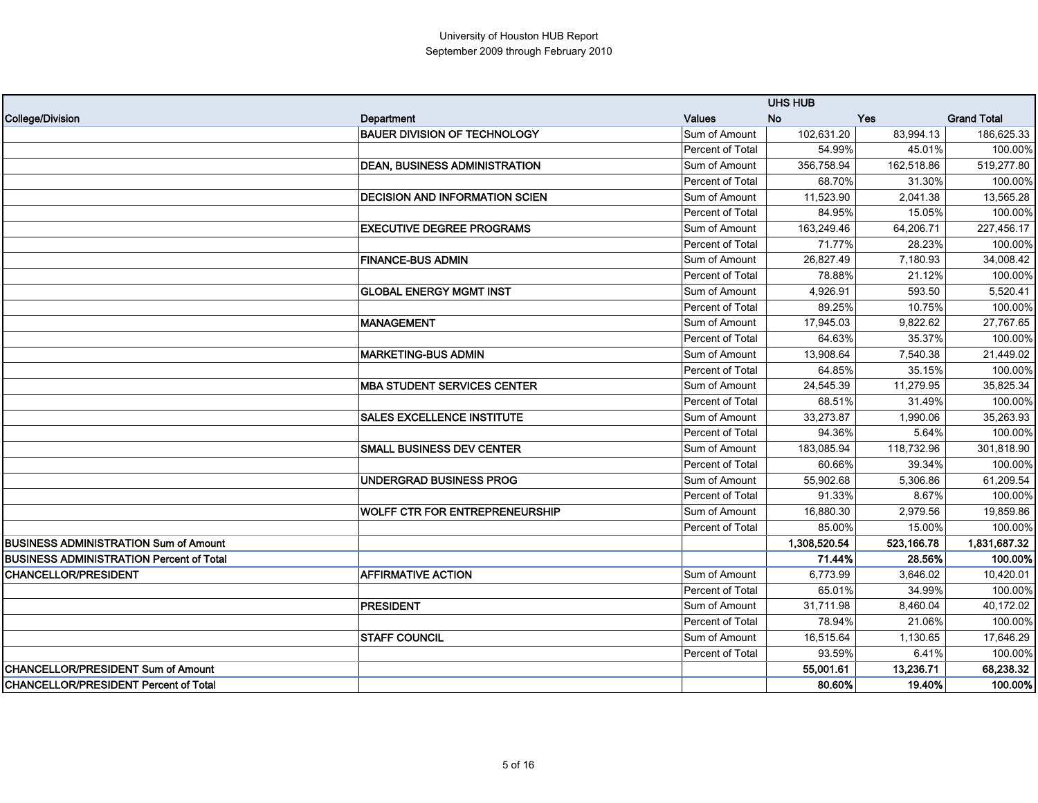University of Houston HUB Report
September 2009 through February 2010

| | | | UHS HUB | | |
|---|---|---|---|---|---|
| College/Division | Department | Values | No | Yes | Grand Total |
| | BAUER DIVISION OF TECHNOLOGY | Sum of Amount | 102,631.20 | 83,994.13 | 186,625.33 |
| | | Percent of Total | 54.99% | 45.01% | 100.00% |
| | DEAN, BUSINESS ADMINISTRATION | Sum of Amount | 356,758.94 | 162,518.86 | 519,277.80 |
| | | Percent of Total | 68.70% | 31.30% | 100.00% |
| | DECISION AND INFORMATION SCIEN | Sum of Amount | 11,523.90 | 2,041.38 | 13,565.28 |
| | | Percent of Total | 84.95% | 15.05% | 100.00% |
| | EXECUTIVE DEGREE PROGRAMS | Sum of Amount | 163,249.46 | 64,206.71 | 227,456.17 |
| | | Percent of Total | 71.77% | 28.23% | 100.00% |
| | FINANCE-BUS ADMIN | Sum of Amount | 26,827.49 | 7,180.93 | 34,008.42 |
| | | Percent of Total | 78.88% | 21.12% | 100.00% |
| | GLOBAL ENERGY MGMT INST | Sum of Amount | 4,926.91 | 593.50 | 5,520.41 |
| | | Percent of Total | 89.25% | 10.75% | 100.00% |
| | MANAGEMENT | Sum of Amount | 17,945.03 | 9,822.62 | 27,767.65 |
| | | Percent of Total | 64.63% | 35.37% | 100.00% |
| | MARKETING-BUS ADMIN | Sum of Amount | 13,908.64 | 7,540.38 | 21,449.02 |
| | | Percent of Total | 64.85% | 35.15% | 100.00% |
| | MBA STUDENT SERVICES CENTER | Sum of Amount | 24,545.39 | 11,279.95 | 35,825.34 |
| | | Percent of Total | 68.51% | 31.49% | 100.00% |
| | SALES EXCELLENCE INSTITUTE | Sum of Amount | 33,273.87 | 1,990.06 | 35,263.93 |
| | | Percent of Total | 94.36% | 5.64% | 100.00% |
| | SMALL BUSINESS DEV CENTER | Sum of Amount | 183,085.94 | 118,732.96 | 301,818.90 |
| | | Percent of Total | 60.66% | 39.34% | 100.00% |
| | UNDERGRAD BUSINESS PROG | Sum of Amount | 55,902.68 | 5,306.86 | 61,209.54 |
| | | Percent of Total | 91.33% | 8.67% | 100.00% |
| | WOLFF CTR FOR ENTREPRENEURSHIP | Sum of Amount | 16,880.30 | 2,979.56 | 19,859.86 |
| | | Percent of Total | 85.00% | 15.00% | 100.00% |
| **BUSINESS ADMINISTRATION Sum of Amount** | | | **1,308,520.54** | **523,166.78** | **1,831,687.32** |
| **BUSINESS ADMINISTRATION Percent of Total** | | | **71.44%** | **28.56%** | **100.00%** |
| CHANCELLOR/PRESIDENT | AFFIRMATIVE ACTION | Sum of Amount | 6,773.99 | 3,646.02 | 10,420.01 |
| | | Percent of Total | 65.01% | 34.99% | 100.00% |
| | PRESIDENT | Sum of Amount | 31,711.98 | 8,460.04 | 40,172.02 |
| | | Percent of Total | 78.94% | 21.06% | 100.00% |
| | STAFF COUNCIL | Sum of Amount | 16,515.64 | 1,130.65 | 17,646.29 |
| | | Percent of Total | 93.59% | 6.41% | 100.00% |
| **CHANCELLOR/PRESIDENT Sum of Amount** | | | **55,001.61** | **13,236.71** | **68,238.32** |
| **CHANCELLOR/PRESIDENT Percent of Total** | | | **80.60%** | **19.40%** | **100.00%** |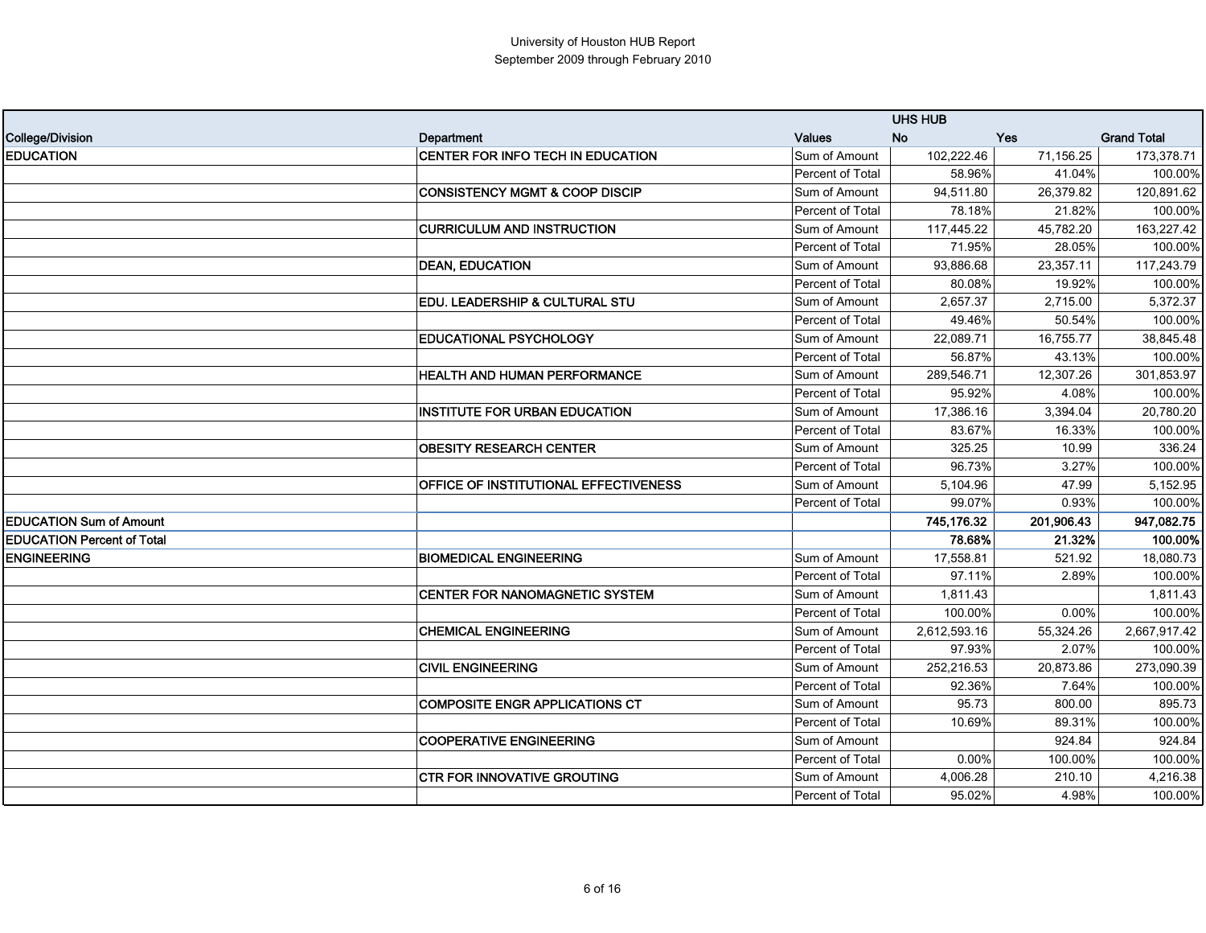University of Houston HUB Report
September 2009 through February 2010

| | | | UHS HUB | | |
|---|---|---|---|---|---|
| College/Division | Department | Values | No | Yes | Grand Total |
| EDUCATION | CENTER FOR INFO TECH IN EDUCATION | Sum of Amount | 102,222.46 | 71,156.25 | 173,378.71 |
| | | Percent of Total | 58.96% | 41.04% | 100.00% |
| | CONSISTENCY MGMT & COOP DISCIP | Sum of Amount | 94,511.80 | 26,379.82 | 120,891.62 |
| | | Percent of Total | 78.18% | 21.82% | 100.00% |
| | CURRICULUM AND INSTRUCTION | Sum of Amount | 117,445.22 | 45,782.20 | 163,227.42 |
| | | Percent of Total | 71.95% | 28.05% | 100.00% |
| | DEAN, EDUCATION | Sum of Amount | 93,886.68 | 23,357.11 | 117,243.79 |
| | | Percent of Total | 80.08% | 19.92% | 100.00% |
| | EDU. LEADERSHIP & CULTURAL STU | Sum of Amount | 2,657.37 | 2,715.00 | 5,372.37 |
| | | Percent of Total | 49.46% | 50.54% | 100.00% |
| | EDUCATIONAL PSYCHOLOGY | Sum of Amount | 22,089.71 | 16,755.77 | 38,845.48 |
| | | Percent of Total | 56.87% | 43.13% | 100.00% |
| | HEALTH AND HUMAN PERFORMANCE | Sum of Amount | 289,546.71 | 12,307.26 | 301,853.97 |
| | | Percent of Total | 95.92% | 4.08% | 100.00% |
| | INSTITUTE FOR URBAN EDUCATION | Sum of Amount | 17,386.16 | 3,394.04 | 20,780.20 |
| | | Percent of Total | 83.67% | 16.33% | 100.00% |
| | OBESITY RESEARCH CENTER | Sum of Amount | 325.25 | 10.99 | 336.24 |
| | | Percent of Total | 96.73% | 3.27% | 100.00% |
| | OFFICE OF INSTITUTIONAL EFFECTIVENESS | Sum of Amount | 5,104.96 | 47.99 | 5,152.95 |
| | | Percent of Total | 99.07% | 0.93% | 100.00% |
| **EDUCATION Sum of Amount** | | | **745,176.32** | **201,906.43** | **947,082.75** |
| **EDUCATION Percent of Total** | | | **78.68%** | **21.32%** | **100.00%** |
| ENGINEERING | BIOMEDICAL ENGINEERING | Sum of Amount | 17,558.81 | 521.92 | 18,080.73 |
| | | Percent of Total | 97.11% | 2.89% | 100.00% |
| | CENTER FOR NANOMAGNETIC SYSTEM | Sum of Amount | 1,811.43 | | 1,811.43 |
| | | Percent of Total | 100.00% | 0.00% | 100.00% |
| | CHEMICAL ENGINEERING | Sum of Amount | 2,612,593.16 | 55,324.26 | 2,667,917.42 |
| | | Percent of Total | 97.93% | 2.07% | 100.00% |
| | CIVIL ENGINEERING | Sum of Amount | 252,216.53 | 20,873.86 | 273,090.39 |
| | | Percent of Total | 92.36% | 7.64% | 100.00% |
| | COMPOSITE ENGR APPLICATIONS CT | Sum of Amount | 95.73 | 800.00 | 895.73 |
| | | Percent of Total | 10.69% | 89.31% | 100.00% |
| | COOPERATIVE ENGINEERING | Sum of Amount | | 924.84 | 924.84 |
| | | Percent of Total | 0.00% | 100.00% | 100.00% |
| | CTR FOR INNOVATIVE GROUTING | Sum of Amount | 4,006.28 | 210.10 | 4,216.38 |
| | | Percent of Total | 95.02% | 4.98% | 100.00% |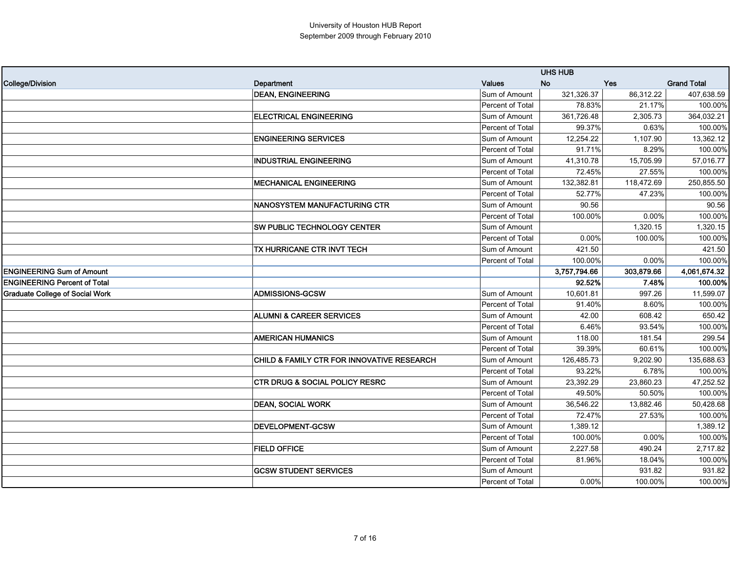# University of Houston HUB Report
## September 2009 through February 2010

| College/Division | Department | Values | UHS HUB No | Yes | Grand Total |
|---|---|---|---|---|---|
| | DEAN, ENGINEERING | Sum of Amount | 321,326.37 | 86,312.22 | 407,638.59 |
| | | Percent of Total | 78.83% | 21.17% | 100.00% |
| | ELECTRICAL ENGINEERING | Sum of Amount | 361,726.48 | 2,305.73 | 364,032.21 |
| | | Percent of Total | 99.37% | 0.63% | 100.00% |
| | ENGINEERING SERVICES | Sum of Amount | 12,254.22 | 1,107.90 | 13,362.12 |
| | | Percent of Total | 91.71% | 8.29% | 100.00% |
| | INDUSTRIAL ENGINEERING | Sum of Amount | 41,310.78 | 15,705.99 | 57,016.77 |
| | | Percent of Total | 72.45% | 27.55% | 100.00% |
| | MECHANICAL ENGINEERING | Sum of Amount | 132,382.81 | 118,472.69 | 250,855.50 |
| | | Percent of Total | 52.77% | 47.23% | 100.00% |
| | NANOSYSTEM MANUFACTURING CTR | Sum of Amount | 90.56 | | 90.56 |
| | | Percent of Total | 100.00% | 0.00% | 100.00% |
| | SW PUBLIC TECHNOLOGY CENTER | Sum of Amount | | 1,320.15 | 1,320.15 |
| | | Percent of Total | 0.00% | 100.00% | 100.00% |
| | TX HURRICANE CTR INVT TECH | Sum of Amount | 421.50 | | 421.50 |
| | | Percent of Total | 100.00% | 0.00% | 100.00% |
| **ENGINEERING Sum of Amount** | | | **3,757,794.66** | **303,879.66** | **4,061,674.32** |
| **ENGINEERING Percent of Total** | | | **92.52%** | **7.48%** | **100.00%** |
| Graduate College of Social Work | ADMISSIONS-GCSW | Sum of Amount | 10,601.81 | 997.26 | 11,599.07 |
| | | Percent of Total | 91.40% | 8.60% | 100.00% |
| | ALUMNI & CAREER SERVICES | Sum of Amount | 42.00 | 608.42 | 650.42 |
| | | Percent of Total | 6.46% | 93.54% | 100.00% |
| | AMERICAN HUMANICS | Sum of Amount | 118.00 | 181.54 | 299.54 |
| | | Percent of Total | 39.39% | 60.61% | 100.00% |
| | CHILD & FAMILY CTR FOR INNOVATIVE RESEARCH | Sum of Amount | 126,485.73 | 9,202.90 | 135,688.63 |
| | | Percent of Total | 93.22% | 6.78% | 100.00% |
| | CTR DRUG & SOCIAL POLICY RESRC | Sum of Amount | 23,392.29 | 23,860.23 | 47,252.52 |
| | | Percent of Total | 49.50% | 50.50% | 100.00% |
| | DEAN, SOCIAL WORK | Sum of Amount | 36,546.22 | 13,882.46 | 50,428.68 |
| | | Percent of Total | 72.47% | 27.53% | 100.00% |
| | DEVELOPMENT-GCSW | Sum of Amount | 1,389.12 | | 1,389.12 |
| | | Percent of Total | 100.00% | 0.00% | 100.00% |
| | FIELD OFFICE | Sum of Amount | 2,227.58 | 490.24 | 2,717.82 |
| | | Percent of Total | 81.96% | 18.04% | 100.00% |
| | GCSW STUDENT SERVICES | Sum of Amount | | 931.82 | 931.82 |
| | | Percent of Total | 0.00% | 100.00% | 100.00% |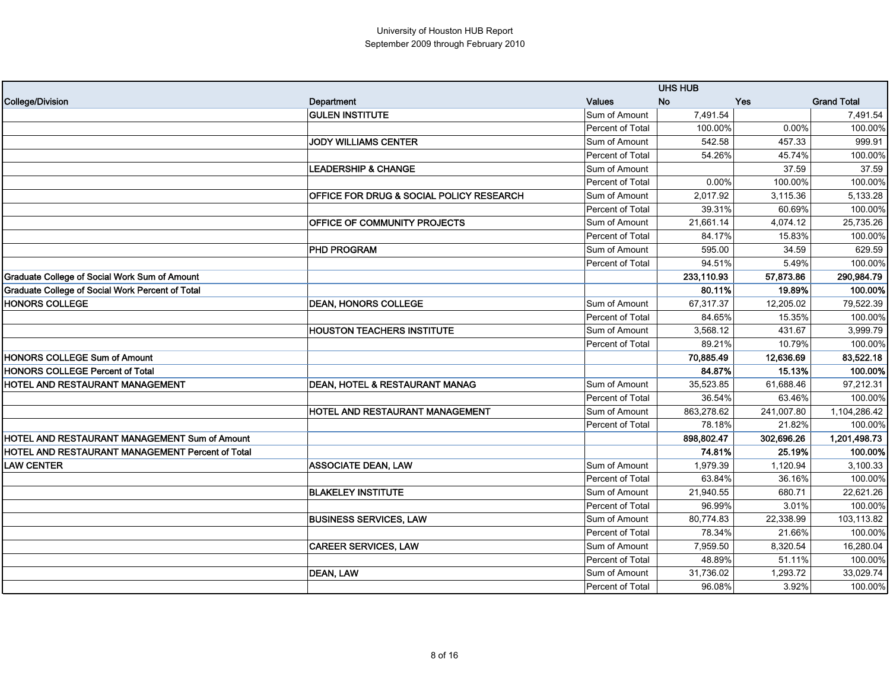University of Houston HUB Report
September 2009 through February 2010

| College/Division | Department | Values | UHS HUB No | Yes | Grand Total |
|---|---|---|---|---|---|
| | GULEN INSTITUTE | Sum of Amount | 7,491.54 | | 7,491.54 |
| | | Percent of Total | 100.00% | 0.00% | 100.00% |
| | JODY WILLIAMS CENTER | Sum of Amount | 542.58 | 457.33 | 999.91 |
| | | Percent of Total | 54.26% | 45.74% | 100.00% |
| | LEADERSHIP & CHANGE | Sum of Amount | | 37.59 | 37.59 |
| | | Percent of Total | 0.00% | 100.00% | 100.00% |
| | OFFICE FOR DRUG & SOCIAL POLICY RESEARCH | Sum of Amount | 2,017.92 | 3,115.36 | 5,133.28 |
| | | Percent of Total | 39.31% | 60.69% | 100.00% |
| | OFFICE OF COMMUNITY PROJECTS | Sum of Amount | 21,661.14 | 4,074.12 | 25,735.26 |
| | | Percent of Total | 84.17% | 15.83% | 100.00% |
| | PHD PROGRAM | Sum of Amount | 595.00 | 34.59 | 629.59 |
| | | Percent of Total | 94.51% | 5.49% | 100.00% |
| **Graduate College of Social Work Sum of Amount** | | | **233,110.93** | **57,873.86** | **290,984.79** |
| **Graduate College of Social Work Percent of Total** | | | **80.11%** | **19.89%** | **100.00%** |
| HONORS COLLEGE | DEAN, HONORS COLLEGE | Sum of Amount | 67,317.37 | 12,205.02 | 79,522.39 |
| | | Percent of Total | 84.65% | 15.35% | 100.00% |
| | HOUSTON TEACHERS INSTITUTE | Sum of Amount | 3,568.12 | 431.67 | 3,999.79 |
| | | Percent of Total | 89.21% | 10.79% | 100.00% |
| **HONORS COLLEGE Sum of Amount** | | | **70,885.49** | **12,636.69** | **83,522.18** |
| **HONORS COLLEGE Percent of Total** | | | **84.87%** | **15.13%** | **100.00%** |
| HOTEL AND RESTAURANT MANAGEMENT | DEAN, HOTEL & RESTAURANT MANAG | Sum of Amount | 35,523.85 | 61,688.46 | 97,212.31 |
| | | Percent of Total | 36.54% | 63.46% | 100.00% |
| | HOTEL AND RESTAURANT MANAGEMENT | Sum of Amount | 863,278.62 | 241,007.80 | 1,104,286.42 |
| | | Percent of Total | 78.18% | 21.82% | 100.00% |
| **HOTEL AND RESTAURANT MANAGEMENT Sum of Amount** | | | **898,802.47** | **302,696.26** | **1,201,498.73** |
| **HOTEL AND RESTAURANT MANAGEMENT Percent of Total** | | | **74.81%** | **25.19%** | **100.00%** |
| LAW CENTER | ASSOCIATE DEAN, LAW | Sum of Amount | 1,979.39 | 1,120.94 | 3,100.33 |
| | | Percent of Total | 63.84% | 36.16% | 100.00% |
| | BLAKELEY INSTITUTE | Sum of Amount | 21,940.55 | 680.71 | 22,621.26 |
| | | Percent of Total | 96.99% | 3.01% | 100.00% |
| | BUSINESS SERVICES, LAW | Sum of Amount | 80,774.83 | 22,338.99 | 103,113.82 |
| | | Percent of Total | 78.34% | 21.66% | 100.00% |
| | CAREER SERVICES, LAW | Sum of Amount | 7,959.50 | 8,320.54 | 16,280.04 |
| | | Percent of Total | 48.89% | 51.11% | 100.00% |
| | DEAN, LAW | Sum of Amount | 31,736.02 | 1,293.72 | 33,029.74 |
| | | Percent of Total | 96.08% | 3.92% | 100.00% |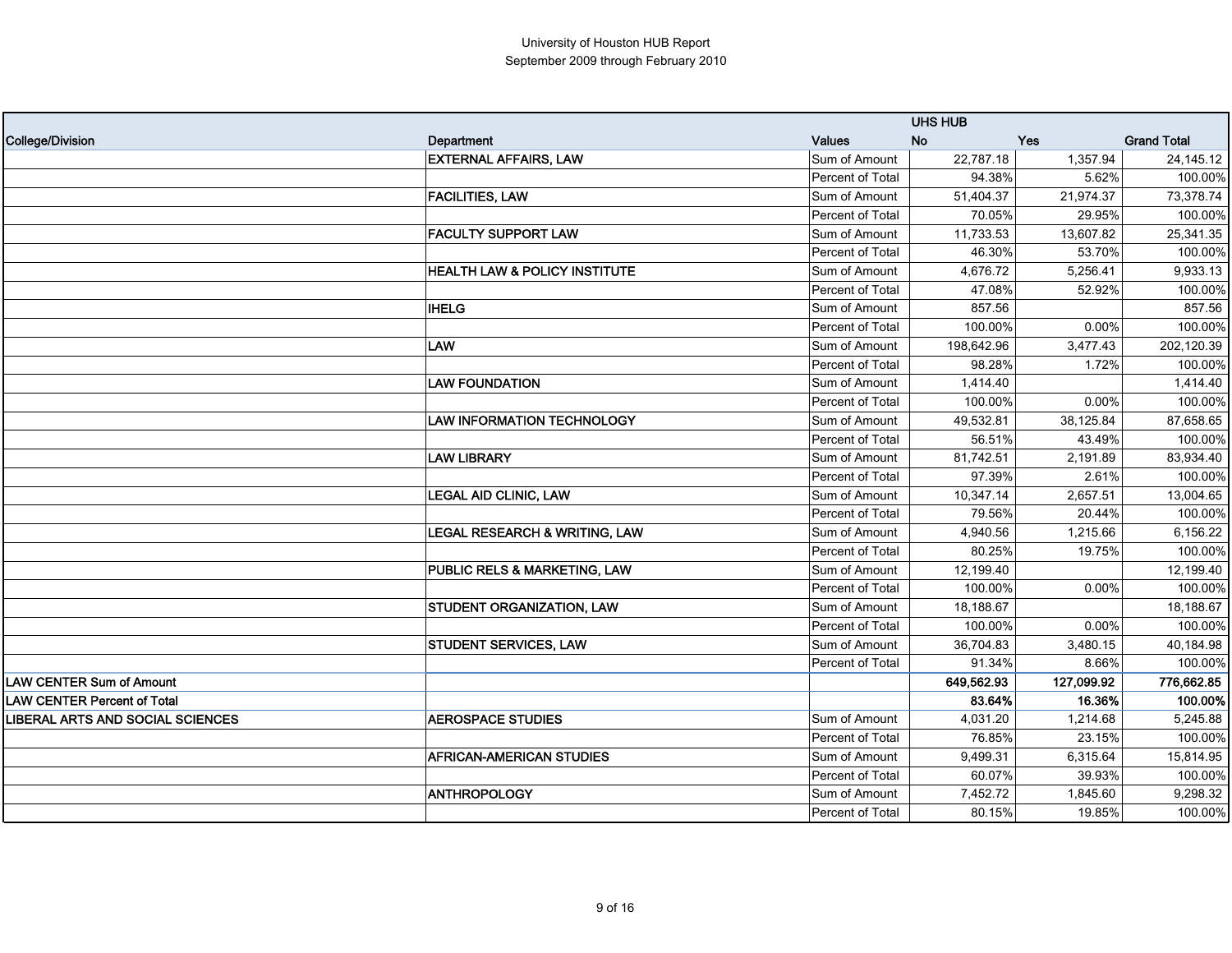University of Houston HUB Report
September 2009 through February 2010

| College/Division | Department | Values | UHS HUB No | Yes | Grand Total |
|---|---|---|---|---|---|
| | EXTERNAL AFFAIRS, LAW | Sum of Amount | 22,787.18 | 1,357.94 | 24,145.12 |
| | | Percent of Total | 94.38% | 5.62% | 100.00% |
| | FACILITIES, LAW | Sum of Amount | 51,404.37 | 21,974.37 | 73,378.74 |
| | | Percent of Total | 70.05% | 29.95% | 100.00% |
| | FACULTY SUPPORT LAW | Sum of Amount | 11,733.53 | 13,607.82 | 25,341.35 |
| | | Percent of Total | 46.30% | 53.70% | 100.00% |
| | HEALTH LAW & POLICY INSTITUTE | Sum of Amount | 4,676.72 | 5,256.41 | 9,933.13 |
| | | Percent of Total | 47.08% | 52.92% | 100.00% |
| | IHELG | Sum of Amount | 857.56 | | 857.56 |
| | | Percent of Total | 100.00% | 0.00% | 100.00% |
| | LAW | Sum of Amount | 198,642.96 | 3,477.43 | 202,120.39 |
| | | Percent of Total | 98.28% | 1.72% | 100.00% |
| | LAW FOUNDATION | Sum of Amount | 1,414.40 | | 1,414.40 |
| | | Percent of Total | 100.00% | 0.00% | 100.00% |
| | LAW INFORMATION TECHNOLOGY | Sum of Amount | 49,532.81 | 38,125.84 | 87,658.65 |
| | | Percent of Total | 56.51% | 43.49% | 100.00% |
| | LAW LIBRARY | Sum of Amount | 81,742.51 | 2,191.89 | 83,934.40 |
| | | Percent of Total | 97.39% | 2.61% | 100.00% |
| | LEGAL AID CLINIC, LAW | Sum of Amount | 10,347.14 | 2,657.51 | 13,004.65 |
| | | Percent of Total | 79.56% | 20.44% | 100.00% |
| | LEGAL RESEARCH & WRITING, LAW | Sum of Amount | 4,940.56 | 1,215.66 | 6,156.22 |
| | | Percent of Total | 80.25% | 19.75% | 100.00% |
| | PUBLIC RELS & MARKETING, LAW | Sum of Amount | 12,199.40 | | 12,199.40 |
| | | Percent of Total | 100.00% | 0.00% | 100.00% |
| | STUDENT ORGANIZATION, LAW | Sum of Amount | 18,188.67 | | 18,188.67 |
| | | Percent of Total | 100.00% | 0.00% | 100.00% |
| | STUDENT SERVICES, LAW | Sum of Amount | 36,704.83 | 3,480.15 | 40,184.98 |
| | | Percent of Total | 91.34% | 8.66% | 100.00% |
| **LAW CENTER Sum of Amount** | | | **649,562.93** | **127,099.92** | **776,662.85** |
| **LAW CENTER Percent of Total** | | | **83.64%** | **16.36%** | **100.00%** |
| LIBERAL ARTS AND SOCIAL SCIENCES | AEROSPACE STUDIES | Sum of Amount | 4,031.20 | 1,214.68 | 5,245.88 |
| | | Percent of Total | 76.85% | 23.15% | 100.00% |
| | AFRICAN-AMERICAN STUDIES | Sum of Amount | 9,499.31 | 6,315.64 | 15,814.95 |
| | | Percent of Total | 60.07% | 39.93% | 100.00% |
| | ANTHROPOLOGY | Sum of Amount | 7,452.72 | 1,845.60 | 9,298.32 |
| | | Percent of Total | 80.15% | 19.85% | 100.00% |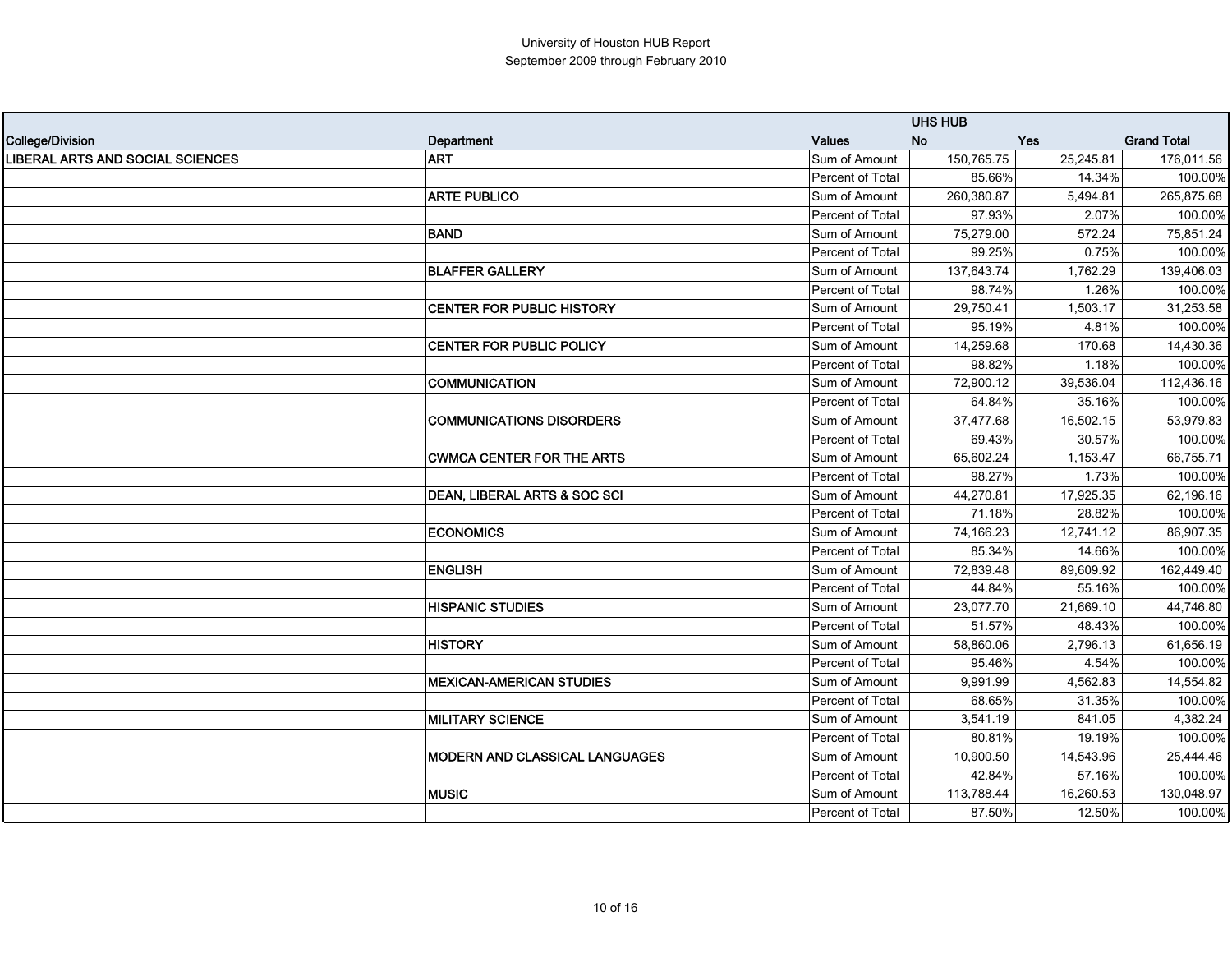University of Houston HUB Report
September 2009 through February 2010

| | | | UHS HUB | | |
|---|---|---|---|---|---|
| College/Division | Department | Values | No | Yes | Grand Total |
| LIBERAL ARTS AND SOCIAL SCIENCES | ART | Sum of Amount | 150,765.75 | 25,245.81 | 176,011.56 |
| | | Percent of Total | 85.66% | 14.34% | 100.00% |
| | ARTE PUBLICO | Sum of Amount | 260,380.87 | 5,494.81 | 265,875.68 |
| | | Percent of Total | 97.93% | 2.07% | 100.00% |
| | BAND | Sum of Amount | 75,279.00 | 572.24 | 75,851.24 |
| | | Percent of Total | 99.25% | 0.75% | 100.00% |
| | BLAFFER GALLERY | Sum of Amount | 137,643.74 | 1,762.29 | 139,406.03 |
| | | Percent of Total | 98.74% | 1.26% | 100.00% |
| | CENTER FOR PUBLIC HISTORY | Sum of Amount | 29,750.41 | 1,503.17 | 31,253.58 |
| | | Percent of Total | 95.19% | 4.81% | 100.00% |
| | CENTER FOR PUBLIC POLICY | Sum of Amount | 14,259.68 | 170.68 | 14,430.36 |
| | | Percent of Total | 98.82% | 1.18% | 100.00% |
| | COMMUNICATION | Sum of Amount | 72,900.12 | 39,536.04 | 112,436.16 |
| | | Percent of Total | 64.84% | 35.16% | 100.00% |
| | COMMUNICATIONS DISORDERS | Sum of Amount | 37,477.68 | 16,502.15 | 53,979.83 |
| | | Percent of Total | 69.43% | 30.57% | 100.00% |
| | CWMCA CENTER FOR THE ARTS | Sum of Amount | 65,602.24 | 1,153.47 | 66,755.71 |
| | | Percent of Total | 98.27% | 1.73% | 100.00% |
| | DEAN, LIBERAL ARTS & SOC SCI | Sum of Amount | 44,270.81 | 17,925.35 | 62,196.16 |
| | | Percent of Total | 71.18% | 28.82% | 100.00% |
| | ECONOMICS | Sum of Amount | 74,166.23 | 12,741.12 | 86,907.35 |
| | | Percent of Total | 85.34% | 14.66% | 100.00% |
| | ENGLISH | Sum of Amount | 72,839.48 | 89,609.92 | 162,449.40 |
| | | Percent of Total | 44.84% | 55.16% | 100.00% |
| | HISPANIC STUDIES | Sum of Amount | 23,077.70 | 21,669.10 | 44,746.80 |
| | | Percent of Total | 51.57% | 48.43% | 100.00% |
| | HISTORY | Sum of Amount | 58,860.06 | 2,796.13 | 61,656.19 |
| | | Percent of Total | 95.46% | 4.54% | 100.00% |
| | MEXICAN-AMERICAN STUDIES | Sum of Amount | 9,991.99 | 4,562.83 | 14,554.82 |
| | | Percent of Total | 68.65% | 31.35% | 100.00% |
| | MILITARY SCIENCE | Sum of Amount | 3,541.19 | 841.05 | 4,382.24 |
| | | Percent of Total | 80.81% | 19.19% | 100.00% |
| | MODERN AND CLASSICAL LANGUAGES | Sum of Amount | 10,900.50 | 14,543.96 | 25,444.46 |
| | | Percent of Total | 42.84% | 57.16% | 100.00% |
| | MUSIC | Sum of Amount | 113,788.44 | 16,260.53 | 130,048.97 |
| | | Percent of Total | 87.50% | 12.50% | 100.00% |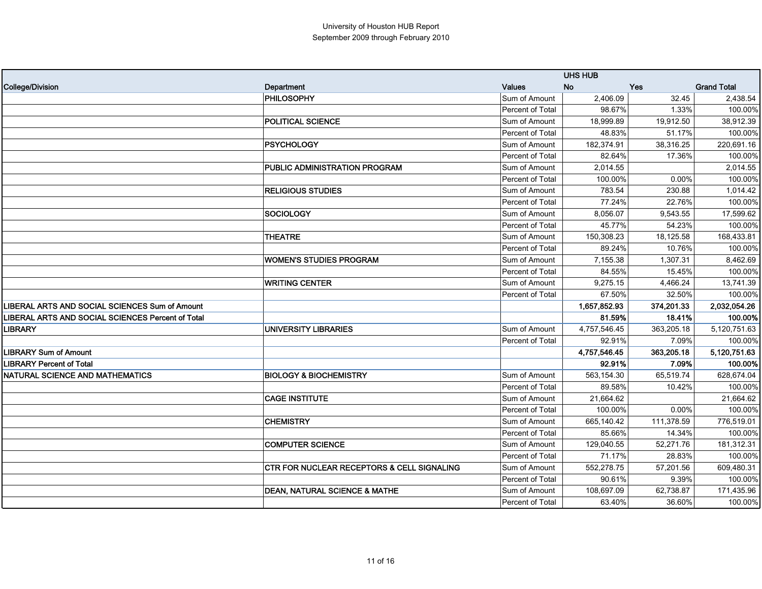University of Houston HUB Report
September 2009 through February 2010

| College/Division | Department | Values | UHS HUB No | Yes | Grand Total |
|---|---|---|---|---|---|
| | PHILOSOPHY | Sum of Amount | 2,406.09 | 32.45 | 2,438.54 |
| | | Percent of Total | 98.67% | 1.33% | 100.00% |
| | POLITICAL SCIENCE | Sum of Amount | 18,999.89 | 19,912.50 | 38,912.39 |
| | | Percent of Total | 48.83% | 51.17% | 100.00% |
| | PSYCHOLOGY | Sum of Amount | 182,374.91 | 38,316.25 | 220,691.16 |
| | | Percent of Total | 82.64% | 17.36% | 100.00% |
| | PUBLIC ADMINISTRATION PROGRAM | Sum of Amount | 2,014.55 | | 2,014.55 |
| | | Percent of Total | 100.00% | 0.00% | 100.00% |
| | RELIGIOUS STUDIES | Sum of Amount | 783.54 | 230.88 | 1,014.42 |
| | | Percent of Total | 77.24% | 22.76% | 100.00% |
| | SOCIOLOGY | Sum of Amount | 8,056.07 | 9,543.55 | 17,599.62 |
| | | Percent of Total | 45.77% | 54.23% | 100.00% |
| | THEATRE | Sum of Amount | 150,308.23 | 18,125.58 | 168,433.81 |
| | | Percent of Total | 89.24% | 10.76% | 100.00% |
| | WOMEN'S STUDIES PROGRAM | Sum of Amount | 7,155.38 | 1,307.31 | 8,462.69 |
| | | Percent of Total | 84.55% | 15.45% | 100.00% |
| | WRITING CENTER | Sum of Amount | 9,275.15 | 4,466.24 | 13,741.39 |
| | | Percent of Total | 67.50% | 32.50% | 100.00% |
| **LIBERAL ARTS AND SOCIAL SCIENCES Sum of Amount** | | | **1,657,852.93** | **374,201.33** | **2,032,054.26** |
| **LIBERAL ARTS AND SOCIAL SCIENCES Percent of Total** | | | **81.59%** | **18.41%** | **100.00%** |
| LIBRARY | UNIVERSITY LIBRARIES | Sum of Amount | 4,757,546.45 | 363,205.18 | 5,120,751.63 |
| | | Percent of Total | 92.91% | 7.09% | 100.00% |
| **LIBRARY Sum of Amount** | | | **4,757,546.45** | **363,205.18** | **5,120,751.63** |
| **LIBRARY Percent of Total** | | | **92.91%** | **7.09%** | **100.00%** |
| NATURAL SCIENCE AND MATHEMATICS | BIOLOGY & BIOCHEMISTRY | Sum of Amount | 563,154.30 | 65,519.74 | 628,674.04 |
| | | Percent of Total | 89.58% | 10.42% | 100.00% |
| | CAGE INSTITUTE | Sum of Amount | 21,664.62 | | 21,664.62 |
| | | Percent of Total | 100.00% | 0.00% | 100.00% |
| | CHEMISTRY | Sum of Amount | 665,140.42 | 111,378.59 | 776,519.01 |
| | | Percent of Total | 85.66% | 14.34% | 100.00% |
| | COMPUTER SCIENCE | Sum of Amount | 129,040.55 | 52,271.76 | 181,312.31 |
| | | Percent of Total | 71.17% | 28.83% | 100.00% |
| | CTR FOR NUCLEAR RECEPTORS & CELL SIGNALING | Sum of Amount | 552,278.75 | 57,201.56 | 609,480.31 |
| | | Percent of Total | 90.61% | 9.39% | 100.00% |
| | DEAN, NATURAL SCIENCE & MATHE | Sum of Amount | 108,697.09 | 62,738.87 | 171,435.96 |
| | | Percent of Total | 63.40% | 36.60% | 100.00% |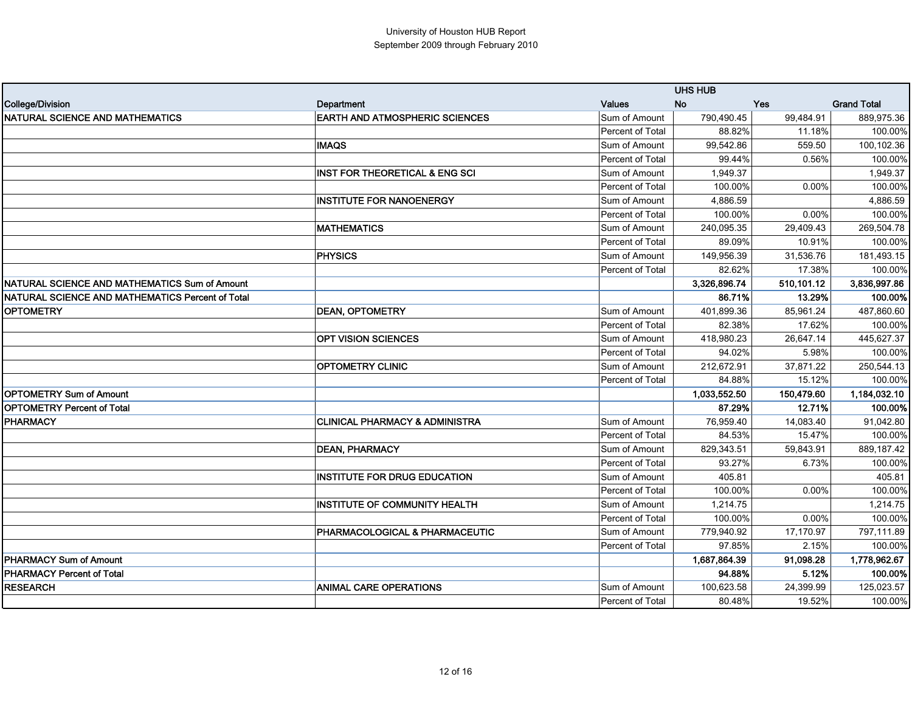University of Houston HUB Report
September 2009 through February 2010

| | | | UHS HUB | | |
|---|---|---|---|---|---|
| College/Division | Department | Values | No | Yes | Grand Total |
| NATURAL SCIENCE AND MATHEMATICS | EARTH AND ATMOSPHERIC SCIENCES | Sum of Amount | 790,490.45 | 99,484.91 | 889,975.36 |
| | | Percent of Total | 88.82% | 11.18% | 100.00% |
| | IMAQS | Sum of Amount | 99,542.86 | 559.50 | 100,102.36 |
| | | Percent of Total | 99.44% | 0.56% | 100.00% |
| | INST FOR THEORETICAL & ENG SCI | Sum of Amount | 1,949.37 | | 1,949.37 |
| | | Percent of Total | 100.00% | 0.00% | 100.00% |
| | INSTITUTE FOR NANOENERGY | Sum of Amount | 4,886.59 | | 4,886.59 |
| | | Percent of Total | 100.00% | 0.00% | 100.00% |
| | MATHEMATICS | Sum of Amount | 240,095.35 | 29,409.43 | 269,504.78 |
| | | Percent of Total | 89.09% | 10.91% | 100.00% |
| | PHYSICS | Sum of Amount | 149,956.39 | 31,536.76 | 181,493.15 |
| | | Percent of Total | 82.62% | 17.38% | 100.00% |
| **NATURAL SCIENCE AND MATHEMATICS Sum of Amount** | | | **3,326,896.74** | **510,101.12** | **3,836,997.86** |
| **NATURAL SCIENCE AND MATHEMATICS Percent of Total** | | | **86.71%** | **13.29%** | **100.00%** |
| OPTOMETRY | DEAN, OPTOMETRY | Sum of Amount | 401,899.36 | 85,961.24 | 487,860.60 |
| | | Percent of Total | 82.38% | 17.62% | 100.00% |
| | OPT VISION SCIENCES | Sum of Amount | 418,980.23 | 26,647.14 | 445,627.37 |
| | | Percent of Total | 94.02% | 5.98% | 100.00% |
| | OPTOMETRY CLINIC | Sum of Amount | 212,672.91 | 37,871.22 | 250,544.13 |
| | | Percent of Total | 84.88% | 15.12% | 100.00% |
| **OPTOMETRY Sum of Amount** | | | **1,033,552.50** | **150,479.60** | **1,184,032.10** |
| **OPTOMETRY Percent of Total** | | | **87.29%** | **12.71%** | **100.00%** |
| PHARMACY | CLINICAL PHARMACY & ADMINISTRA | Sum of Amount | 76,959.40 | 14,083.40 | 91,042.80 |
| | | Percent of Total | 84.53% | 15.47% | 100.00% |
| | DEAN, PHARMACY | Sum of Amount | 829,343.51 | 59,843.91 | 889,187.42 |
| | | Percent of Total | 93.27% | 6.73% | 100.00% |
| | INSTITUTE FOR DRUG EDUCATION | Sum of Amount | 405.81 | | 405.81 |
| | | Percent of Total | 100.00% | 0.00% | 100.00% |
| | INSTITUTE OF COMMUNITY HEALTH | Sum of Amount | 1,214.75 | | 1,214.75 |
| | | Percent of Total | 100.00% | 0.00% | 100.00% |
| | PHARMACOLOGICAL & PHARMACEUTIC | Sum of Amount | 779,940.92 | 17,170.97 | 797,111.89 |
| | | Percent of Total | 97.85% | 2.15% | 100.00% |
| **PHARMACY Sum of Amount** | | | **1,687,864.39** | **91,098.28** | **1,778,962.67** |
| **PHARMACY Percent of Total** | | | **94.88%** | **5.12%** | **100.00%** |
| RESEARCH | ANIMAL CARE OPERATIONS | Sum of Amount | 100,623.58 | 24,399.99 | 125,023.57 |
| | | Percent of Total | 80.48% | 19.52% | 100.00% |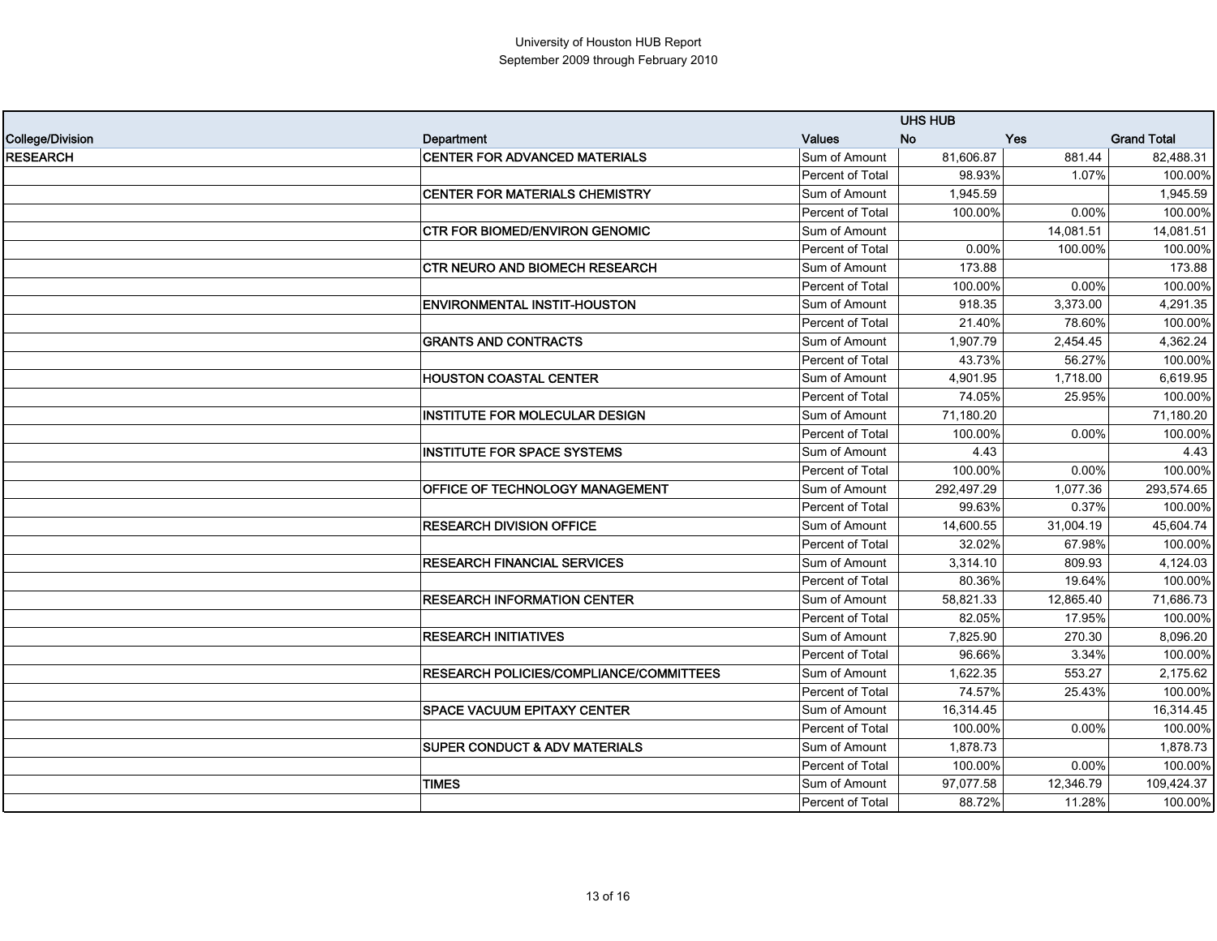University of Houston HUB Report
September 2009 through February 2010

| College/Division | Department | Values | UHS HUB No | Yes | Grand Total |
|---|---|---|---|---|---|
| **RESEARCH** | **CENTER FOR ADVANCED MATERIALS** | Sum of Amount | 81,606.87 | 881.44 | 82,488.31 |
| | | Percent of Total | 98.93% | 1.07% | 100.00% |
| | **CENTER FOR MATERIALS CHEMISTRY** | Sum of Amount | 1,945.59 | | 1,945.59 |
| | | Percent of Total | 100.00% | 0.00% | 100.00% |
| | **CTR FOR BIOMED/ENVIRON GENOMIC** | Sum of Amount | | 14,081.51 | 14,081.51 |
| | | Percent of Total | 0.00% | 100.00% | 100.00% |
| | **CTR NEURO AND BIOMECH RESEARCH** | Sum of Amount | 173.88 | | 173.88 |
| | | Percent of Total | 100.00% | 0.00% | 100.00% |
| | **ENVIRONMENTAL INSTIT-HOUSTON** | Sum of Amount | 918.35 | 3,373.00 | 4,291.35 |
| | | Percent of Total | 21.40% | 78.60% | 100.00% |
| | **GRANTS AND CONTRACTS** | Sum of Amount | 1,907.79 | 2,454.45 | 4,362.24 |
| | | Percent of Total | 43.73% | 56.27% | 100.00% |
| | **HOUSTON COASTAL CENTER** | Sum of Amount | 4,901.95 | 1,718.00 | 6,619.95 |
| | | Percent of Total | 74.05% | 25.95% | 100.00% |
| | **INSTITUTE FOR MOLECULAR DESIGN** | Sum of Amount | 71,180.20 | | 71,180.20 |
| | | Percent of Total | 100.00% | 0.00% | 100.00% |
| | **INSTITUTE FOR SPACE SYSTEMS** | Sum of Amount | 4.43 | | 4.43 |
| | | Percent of Total | 100.00% | 0.00% | 100.00% |
| | **OFFICE OF TECHNOLOGY MANAGEMENT** | Sum of Amount | 292,497.29 | 1,077.36 | 293,574.65 |
| | | Percent of Total | 99.63% | 0.37% | 100.00% |
| | **RESEARCH DIVISION OFFICE** | Sum of Amount | 14,600.55 | 31,004.19 | 45,604.74 |
| | | Percent of Total | 32.02% | 67.98% | 100.00% |
| | **RESEARCH FINANCIAL SERVICES** | Sum of Amount | 3,314.10 | 809.93 | 4,124.03 |
| | | Percent of Total | 80.36% | 19.64% | 100.00% |
| | **RESEARCH INFORMATION CENTER** | Sum of Amount | 58,821.33 | 12,865.40 | 71,686.73 |
| | | Percent of Total | 82.05% | 17.95% | 100.00% |
| | **RESEARCH INITIATIVES** | Sum of Amount | 7,825.90 | 270.30 | 8,096.20 |
| | | Percent of Total | 96.66% | 3.34% | 100.00% |
| | **RESEARCH POLICIES/COMPLIANCE/COMMITTEES** | Sum of Amount | 1,622.35 | 553.27 | 2,175.62 |
| | | Percent of Total | 74.57% | 25.43% | 100.00% |
| | **SPACE VACUUM EPITAXY CENTER** | Sum of Amount | 16,314.45 | | 16,314.45 |
| | | Percent of Total | 100.00% | 0.00% | 100.00% |
| | **SUPER CONDUCT & ADV MATERIALS** | Sum of Amount | 1,878.73 | | 1,878.73 |
| | | Percent of Total | 100.00% | 0.00% | 100.00% |
| | **TIMES** | Sum of Amount | 97,077.58 | 12,346.79 | 109,424.37 |
| | | Percent of Total | 88.72% | 11.28% | 100.00% |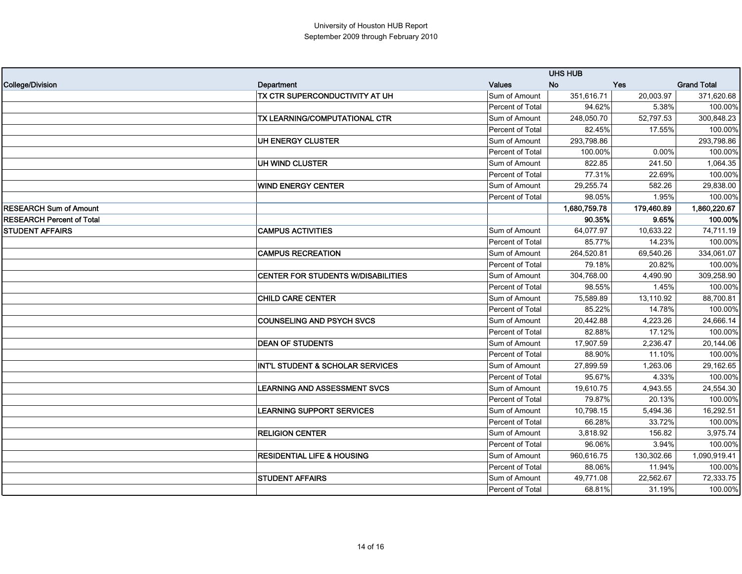University of Houston HUB Report
September 2009 through February 2010

| College/Division | Department | Values | UHS HUB No | Yes | Grand Total |
|---|---|---|---|---|---|
| | TX CTR SUPERCONDUCTIVITY AT UH | Sum of Amount | 351,616.71 | 20,003.97 | 371,620.68 |
| | | Percent of Total | 94.62% | 5.38% | 100.00% |
| | TX LEARNING/COMPUTATIONAL CTR | Sum of Amount | 248,050.70 | 52,797.53 | 300,848.23 |
| | | Percent of Total | 82.45% | 17.55% | 100.00% |
| | UH ENERGY CLUSTER | Sum of Amount | 293,798.86 | | 293,798.86 |
| | | Percent of Total | 100.00% | 0.00% | 100.00% |
| | UH WIND CLUSTER | Sum of Amount | 822.85 | 241.50 | 1,064.35 |
| | | Percent of Total | 77.31% | 22.69% | 100.00% |
| | WIND ENERGY CENTER | Sum of Amount | 29,255.74 | 582.26 | 29,838.00 |
| | | Percent of Total | 98.05% | 1.95% | 100.00% |
| **RESEARCH Sum of Amount** | | | **1,680,759.78** | **179,460.89** | **1,860,220.67** |
| **RESEARCH Percent of Total** | | | **90.35%** | **9.65%** | **100.00%** |
| STUDENT AFFAIRS | CAMPUS ACTIVITIES | Sum of Amount | 64,077.97 | 10,633.22 | 74,711.19 |
| | | Percent of Total | 85.77% | 14.23% | 100.00% |
| | CAMPUS RECREATION | Sum of Amount | 264,520.81 | 69,540.26 | 334,061.07 |
| | | Percent of Total | 79.18% | 20.82% | 100.00% |
| | CENTER FOR STUDENTS W/DISABILITIES | Sum of Amount | 304,768.00 | 4,490.90 | 309,258.90 |
| | | Percent of Total | 98.55% | 1.45% | 100.00% |
| | CHILD CARE CENTER | Sum of Amount | 75,589.89 | 13,110.92 | 88,700.81 |
| | | Percent of Total | 85.22% | 14.78% | 100.00% |
| | COUNSELING AND PSYCH SVCS | Sum of Amount | 20,442.88 | 4,223.26 | 24,666.14 |
| | | Percent of Total | 82.88% | 17.12% | 100.00% |
| | DEAN OF STUDENTS | Sum of Amount | 17,907.59 | 2,236.47 | 20,144.06 |
| | | Percent of Total | 88.90% | 11.10% | 100.00% |
| | INT'L STUDENT & SCHOLAR SERVICES | Sum of Amount | 27,899.59 | 1,263.06 | 29,162.65 |
| | | Percent of Total | 95.67% | 4.33% | 100.00% |
| | LEARNING AND ASSESSMENT SVCS | Sum of Amount | 19,610.75 | 4,943.55 | 24,554.30 |
| | | Percent of Total | 79.87% | 20.13% | 100.00% |
| | LEARNING SUPPORT SERVICES | Sum of Amount | 10,798.15 | 5,494.36 | 16,292.51 |
| | | Percent of Total | 66.28% | 33.72% | 100.00% |
| | RELIGION CENTER | Sum of Amount | 3,818.92 | 156.82 | 3,975.74 |
| | | Percent of Total | 96.06% | 3.94% | 100.00% |
| | RESIDENTIAL LIFE & HOUSING | Sum of Amount | 960,616.75 | 130,302.66 | 1,090,919.41 |
| | | Percent of Total | 88.06% | 11.94% | 100.00% |
| | STUDENT AFFAIRS | Sum of Amount | 49,771.08 | 22,562.67 | 72,333.75 |
| | | Percent of Total | 68.81% | 31.19% | 100.00% |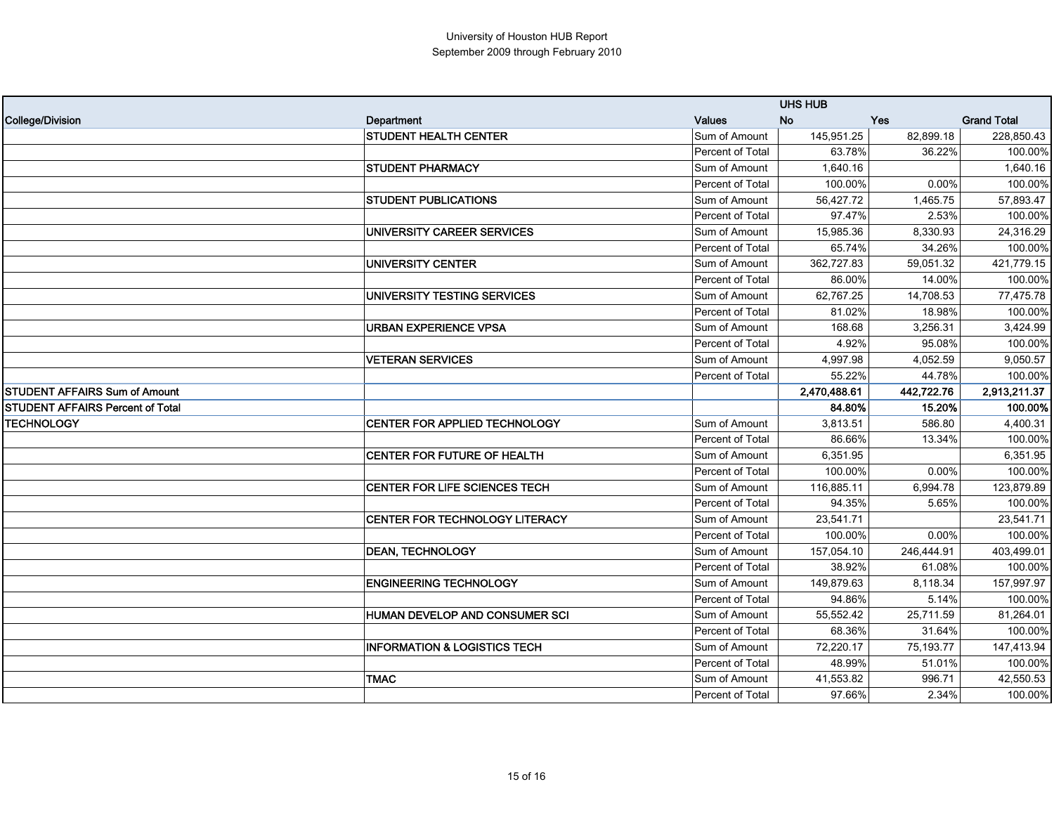University of Houston HUB Report
September 2009 through February 2010

| | | | UHS HUB | | |
|---|---|---|---|---|---|
| College/Division | Department | Values | No | Yes | Grand Total |
| | STUDENT HEALTH CENTER | Sum of Amount | 145,951.25 | 82,899.18 | 228,850.43 |
| | | Percent of Total | 63.78% | 36.22% | 100.00% |
| | STUDENT PHARMACY | Sum of Amount | 1,640.16 | | 1,640.16 |
| | | Percent of Total | 100.00% | 0.00% | 100.00% |
| | STUDENT PUBLICATIONS | Sum of Amount | 56,427.72 | 1,465.75 | 57,893.47 |
| | | Percent of Total | 97.47% | 2.53% | 100.00% |
| | UNIVERSITY CAREER SERVICES | Sum of Amount | 15,985.36 | 8,330.93 | 24,316.29 |
| | | Percent of Total | 65.74% | 34.26% | 100.00% |
| | UNIVERSITY CENTER | Sum of Amount | 362,727.83 | 59,051.32 | 421,779.15 |
| | | Percent of Total | 86.00% | 14.00% | 100.00% |
| | UNIVERSITY TESTING SERVICES | Sum of Amount | 62,767.25 | 14,708.53 | 77,475.78 |
| | | Percent of Total | 81.02% | 18.98% | 100.00% |
| | URBAN EXPERIENCE VPSA | Sum of Amount | 168.68 | 3,256.31 | 3,424.99 |
| | | Percent of Total | 4.92% | 95.08% | 100.00% |
| | VETERAN SERVICES | Sum of Amount | 4,997.98 | 4,052.59 | 9,050.57 |
| | | Percent of Total | 55.22% | 44.78% | 100.00% |
| **STUDENT AFFAIRS Sum of Amount** | | | **2,470,488.61** | **442,722.76** | **2,913,211.37** |
| **STUDENT AFFAIRS Percent of Total** | | | **84.80%** | **15.20%** | **100.00%** |
| TECHNOLOGY | CENTER FOR APPLIED TECHNOLOGY | Sum of Amount | 3,813.51 | 586.80 | 4,400.31 |
| | | Percent of Total | 86.66% | 13.34% | 100.00% |
| | CENTER FOR FUTURE OF HEALTH | Sum of Amount | 6,351.95 | | 6,351.95 |
| | | Percent of Total | 100.00% | 0.00% | 100.00% |
| | CENTER FOR LIFE SCIENCES TECH | Sum of Amount | 116,885.11 | 6,994.78 | 123,879.89 |
| | | Percent of Total | 94.35% | 5.65% | 100.00% |
| | CENTER FOR TECHNOLOGY LITERACY | Sum of Amount | 23,541.71 | | 23,541.71 |
| | | Percent of Total | 100.00% | 0.00% | 100.00% |
| | DEAN, TECHNOLOGY | Sum of Amount | 157,054.10 | 246,444.91 | 403,499.01 |
| | | Percent of Total | 38.92% | 61.08% | 100.00% |
| | ENGINEERING TECHNOLOGY | Sum of Amount | 149,879.63 | 8,118.34 | 157,997.97 |
| | | Percent of Total | 94.86% | 5.14% | 100.00% |
| | HUMAN DEVELOP AND CONSUMER SCI | Sum of Amount | 55,552.42 | 25,711.59 | 81,264.01 |
| | | Percent of Total | 68.36% | 31.64% | 100.00% |
| | INFORMATION & LOGISTICS TECH | Sum of Amount | 72,220.17 | 75,193.77 | 147,413.94 |
| | | Percent of Total | 48.99% | 51.01% | 100.00% |
| | TMAC | Sum of Amount | 41,553.82 | 996.71 | 42,550.53 |
| | | Percent of Total | 97.66% | 2.34% | 100.00% |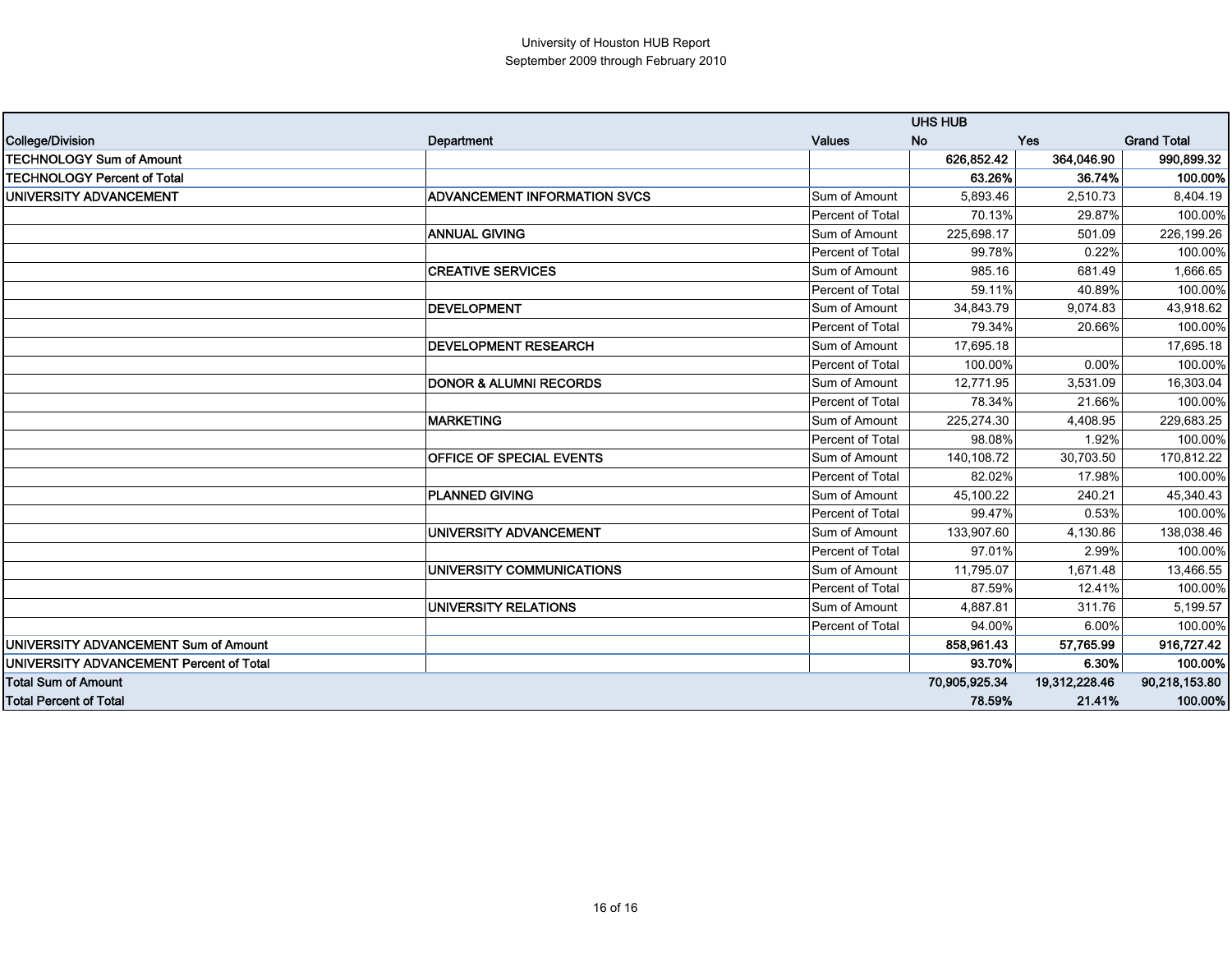University of Houston HUB Report
September 2009 through February 2010

| | | | UHS HUB | | |
|---|---|---|---|---|---|
| College/Division | Department | Values | No | Yes | Grand Total |
| **TECHNOLOGY Sum of Amount** | | | **626,852.42** | **364,046.90** | **990,899.32** |
| **TECHNOLOGY Percent of Total** | | | **63.26%** | **36.74%** | **100.00%** |
| UNIVERSITY ADVANCEMENT | ADVANCEMENT INFORMATION SVCS | Sum of Amount | 5,893.46 | 2,510.73 | 8,404.19 |
| | | Percent of Total | 70.13% | 29.87% | 100.00% |
| | ANNUAL GIVING | Sum of Amount | 225,698.17 | 501.09 | 226,199.26 |
| | | Percent of Total | 99.78% | 0.22% | 100.00% |
| | CREATIVE SERVICES | Sum of Amount | 985.16 | 681.49 | 1,666.65 |
| | | Percent of Total | 59.11% | 40.89% | 100.00% |
| | DEVELOPMENT | Sum of Amount | 34,843.79 | 9,074.83 | 43,918.62 |
| | | Percent of Total | 79.34% | 20.66% | 100.00% |
| | DEVELOPMENT RESEARCH | Sum of Amount | 17,695.18 | | 17,695.18 |
| | | Percent of Total | 100.00% | 0.00% | 100.00% |
| | DONOR & ALUMNI RECORDS | Sum of Amount | 12,771.95 | 3,531.09 | 16,303.04 |
| | | Percent of Total | 78.34% | 21.66% | 100.00% |
| | MARKETING | Sum of Amount | 225,274.30 | 4,408.95 | 229,683.25 |
| | | Percent of Total | 98.08% | 1.92% | 100.00% |
| | OFFICE OF SPECIAL EVENTS | Sum of Amount | 140,108.72 | 30,703.50 | 170,812.22 |
| | | Percent of Total | 82.02% | 17.98% | 100.00% |
| | PLANNED GIVING | Sum of Amount | 45,100.22 | 240.21 | 45,340.43 |
| | | Percent of Total | 99.47% | 0.53% | 100.00% |
| | UNIVERSITY ADVANCEMENT | Sum of Amount | 133,907.60 | 4,130.86 | 138,038.46 |
| | | Percent of Total | 97.01% | 2.99% | 100.00% |
| | UNIVERSITY COMMUNICATIONS | Sum of Amount | 11,795.07 | 1,671.48 | 13,466.55 |
| | | Percent of Total | 87.59% | 12.41% | 100.00% |
| | UNIVERSITY RELATIONS | Sum of Amount | 4,887.81 | 311.76 | 5,199.57 |
| | | Percent of Total | 94.00% | 6.00% | 100.00% |
| **UNIVERSITY ADVANCEMENT Sum of Amount** | | | **858,961.43** | **57,765.99** | **916,727.42** |
| **UNIVERSITY ADVANCEMENT Percent of Total** | | | **93.70%** | **6.30%** | **100.00%** |
| **Total Sum of Amount** | | | **70,905,925.34** | **19,312,228.46** | **90,218,153.80** |
| **Total Percent of Total** | | | **78.59%** | **21.41%** | **100.00%** |